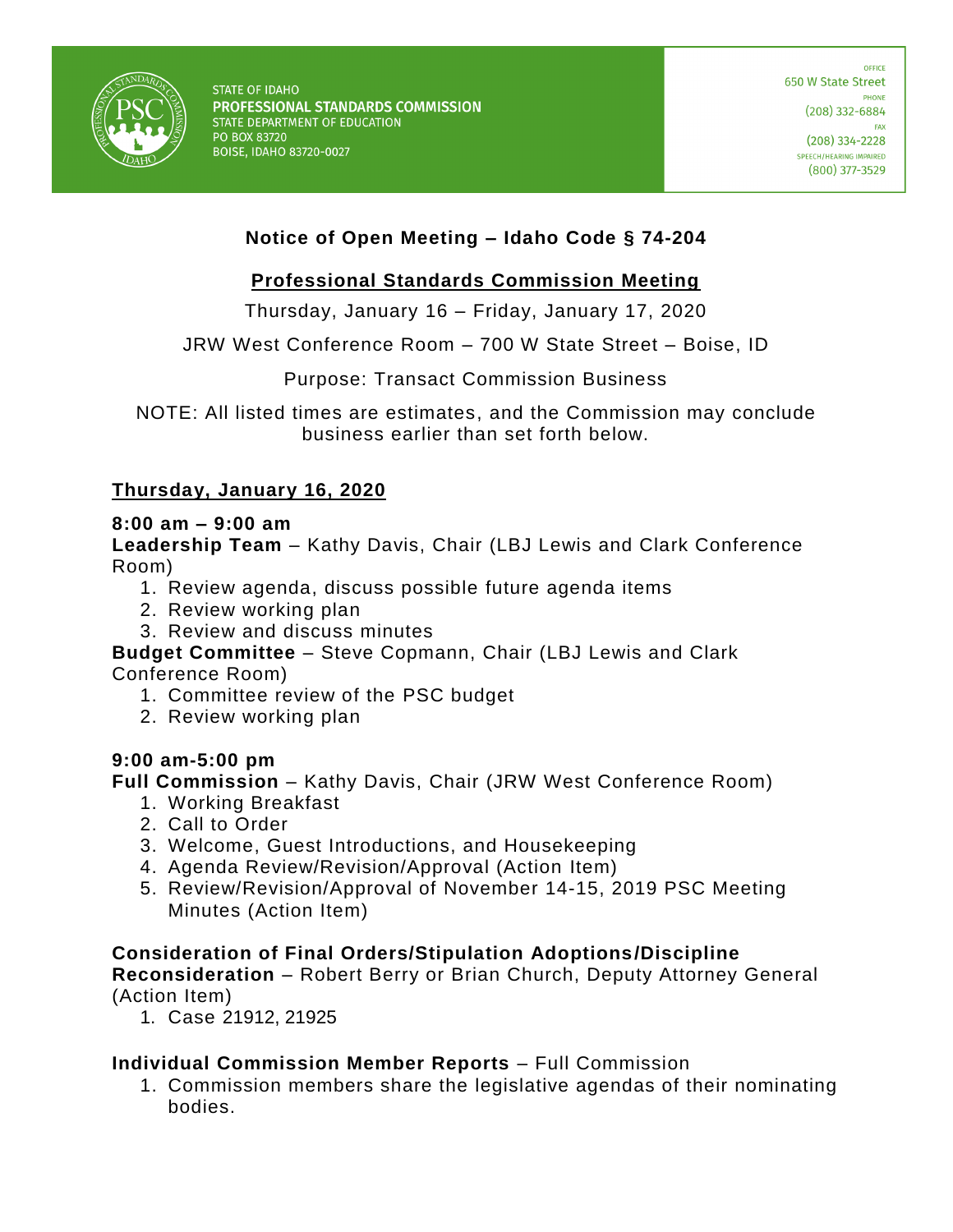STATE OF IDAHO
**PROFESSIONAL STANDARDS COMMISSION**
STATE DEPARTMENT OF EDUCATION
PO BOX 83720
BOISE, IDAHO 83720-0027

OFFICE
650 W State Street
PHONE
(208) 332-6884
FAX
(208) 334-2228
SPEECH/HEARING IMPAIRED
(800) 377-3529

# Notice of Open Meeting – Idaho Code § 74-204

## Professional Standards Commission Meeting

Thursday, January 16 – Friday, January 17, 2020

JRW West Conference Room – 700 W State Street – Boise, ID

Purpose: Transact Commission Business

NOTE: All listed times are estimates, and the Commission may conclude business earlier than set forth below.

## Thursday, January 16, 2020

**8:00 am – 9:00 am**

**Leadership Team** – Kathy Davis, Chair (LBJ Lewis and Clark Conference Room)

1. Review agenda, discuss possible future agenda items
2. Review working plan
3. Review and discuss minutes

**Budget Committee** – Steve Copmann, Chair (LBJ Lewis and Clark Conference Room)

1. Committee review of the PSC budget
2. Review working plan

**9:00 am-5:00 pm**

**Full Commission** – Kathy Davis, Chair (JRW West Conference Room)

1. Working Breakfast
2. Call to Order
3. Welcome, Guest Introductions, and Housekeeping
4. Agenda Review/Revision/Approval (Action Item)
5. Review/Revision/Approval of November 14-15, 2019 PSC Meeting Minutes (Action Item)

**Consideration of Final Orders/Stipulation Adoptions/Discipline Reconsideration** – Robert Berry or Brian Church, Deputy Attorney General (Action Item)

1. Case 21912, 21925

**Individual Commission Member Reports** – Full Commission

1. Commission members share the legislative agendas of their nominating bodies.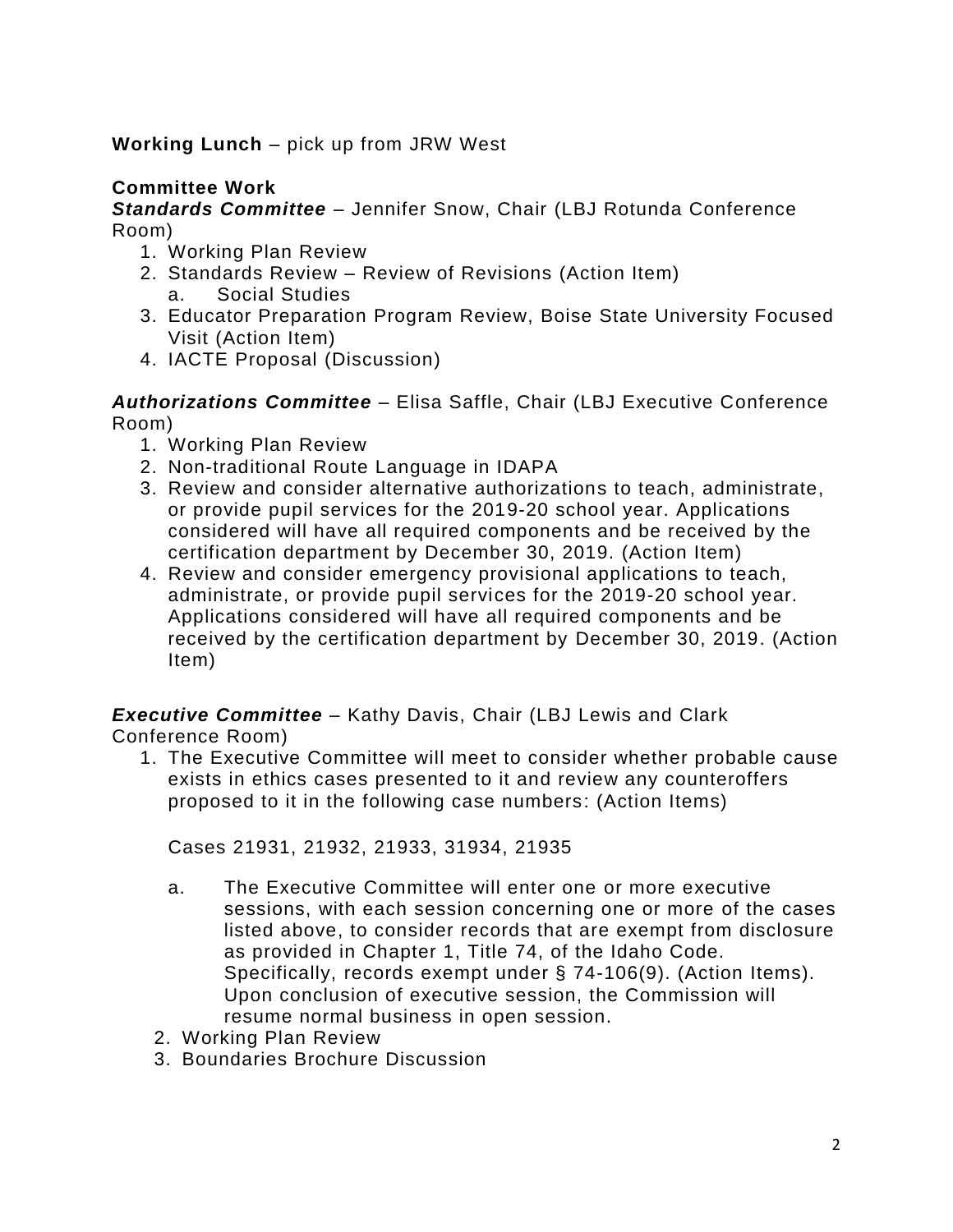**Working Lunch** – pick up from JRW West

**Committee Work**

***Standards Committee*** – Jennifer Snow, Chair (LBJ Rotunda Conference Room)

1. Working Plan Review
2. Standards Review – Review of Revisions (Action Item)
   a. Social Studies
3. Educator Preparation Program Review, Boise State University Focused Visit (Action Item)
4. IACTE Proposal (Discussion)

***Authorizations Committee*** – Elisa Saffle, Chair (LBJ Executive Conference Room)

1. Working Plan Review
2. Non-traditional Route Language in IDAPA
3. Review and consider alternative authorizations to teach, administrate, or provide pupil services for the 2019-20 school year. Applications considered will have all required components and be received by the certification department by December 30, 2019. (Action Item)
4. Review and consider emergency provisional applications to teach, administrate, or provide pupil services for the 2019-20 school year. Applications considered will have all required components and be received by the certification department by December 30, 2019. (Action Item)

***Executive Committee*** – Kathy Davis, Chair (LBJ Lewis and Clark Conference Room)

1. The Executive Committee will meet to consider whether probable cause exists in ethics cases presented to it and review any counteroffers proposed to it in the following case numbers: (Action Items)

   Cases 21931, 21932, 21933, 31934, 21935

   a. The Executive Committee will enter one or more executive sessions, with each session concerning one or more of the cases listed above, to consider records that are exempt from disclosure as provided in Chapter 1, Title 74, of the Idaho Code. Specifically, records exempt under § 74-106(9). (Action Items). Upon conclusion of executive session, the Commission will resume normal business in open session.
2. Working Plan Review
3. Boundaries Brochure Discussion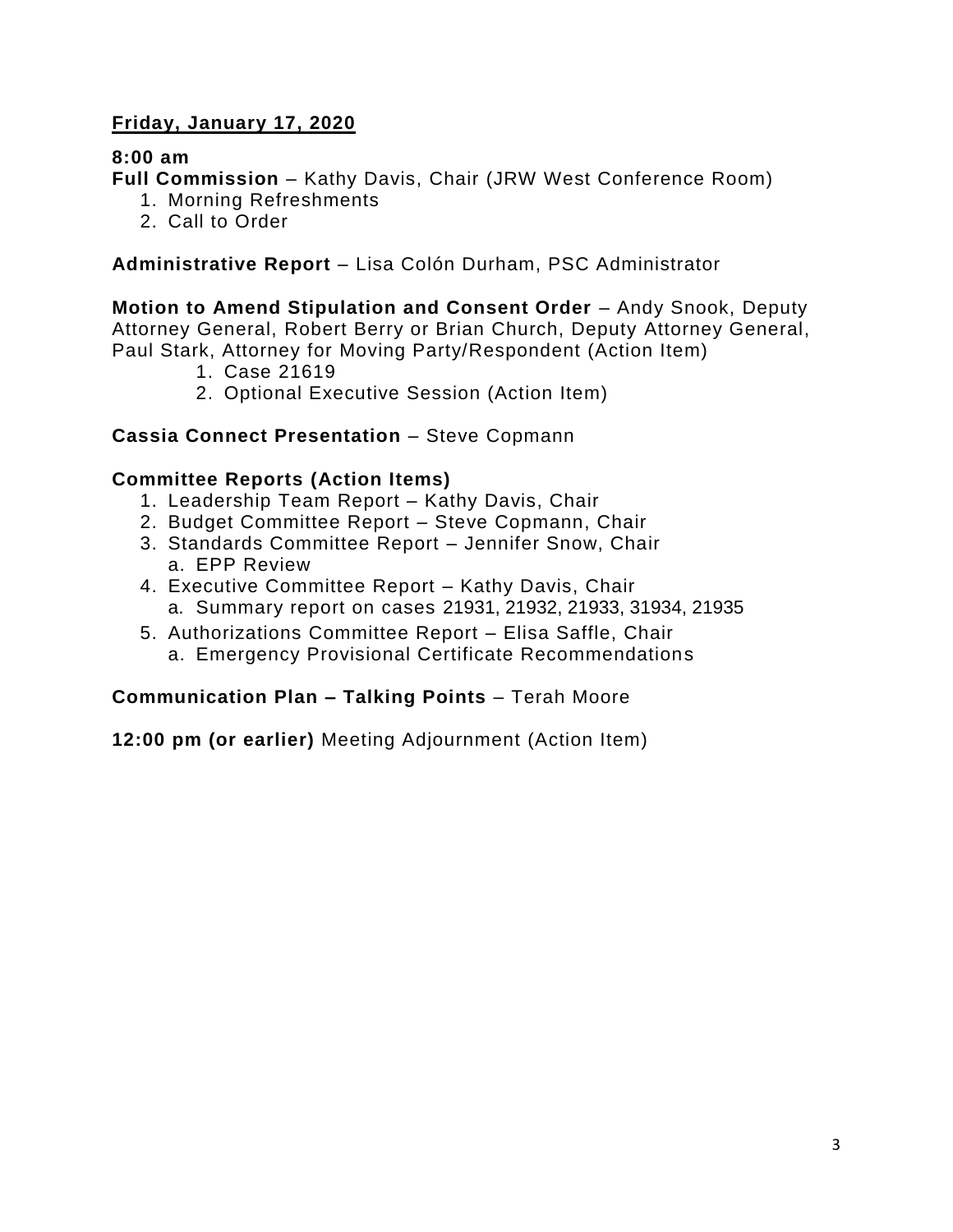**Friday, January 17, 2020**

**8:00 am**

**Full Commission** – Kathy Davis, Chair (JRW West Conference Room)

1. Morning Refreshments
2. Call to Order

**Administrative Report** – Lisa Colón Durham, PSC Administrator

**Motion to Amend Stipulation and Consent Order** – Andy Snook, Deputy Attorney General, Robert Berry or Brian Church, Deputy Attorney General, Paul Stark, Attorney for Moving Party/Respondent (Action Item)

1. Case 21619
2. Optional Executive Session (Action Item)

**Cassia Connect Presentation** – Steve Copmann

**Committee Reports (Action Items)**

1. Leadership Team Report – Kathy Davis, Chair
2. Budget Committee Report – Steve Copmann, Chair
3. Standards Committee Report – Jennifer Snow, Chair
   a. EPP Review
4. Executive Committee Report – Kathy Davis, Chair
   a. Summary report on cases 21931, 21932, 21933, 31934, 21935
5. Authorizations Committee Report – Elisa Saffle, Chair
   a. Emergency Provisional Certificate Recommendations

**Communication Plan – Talking Points** – Terah Moore

**12:00 pm (or earlier)** Meeting Adjournment (Action Item)